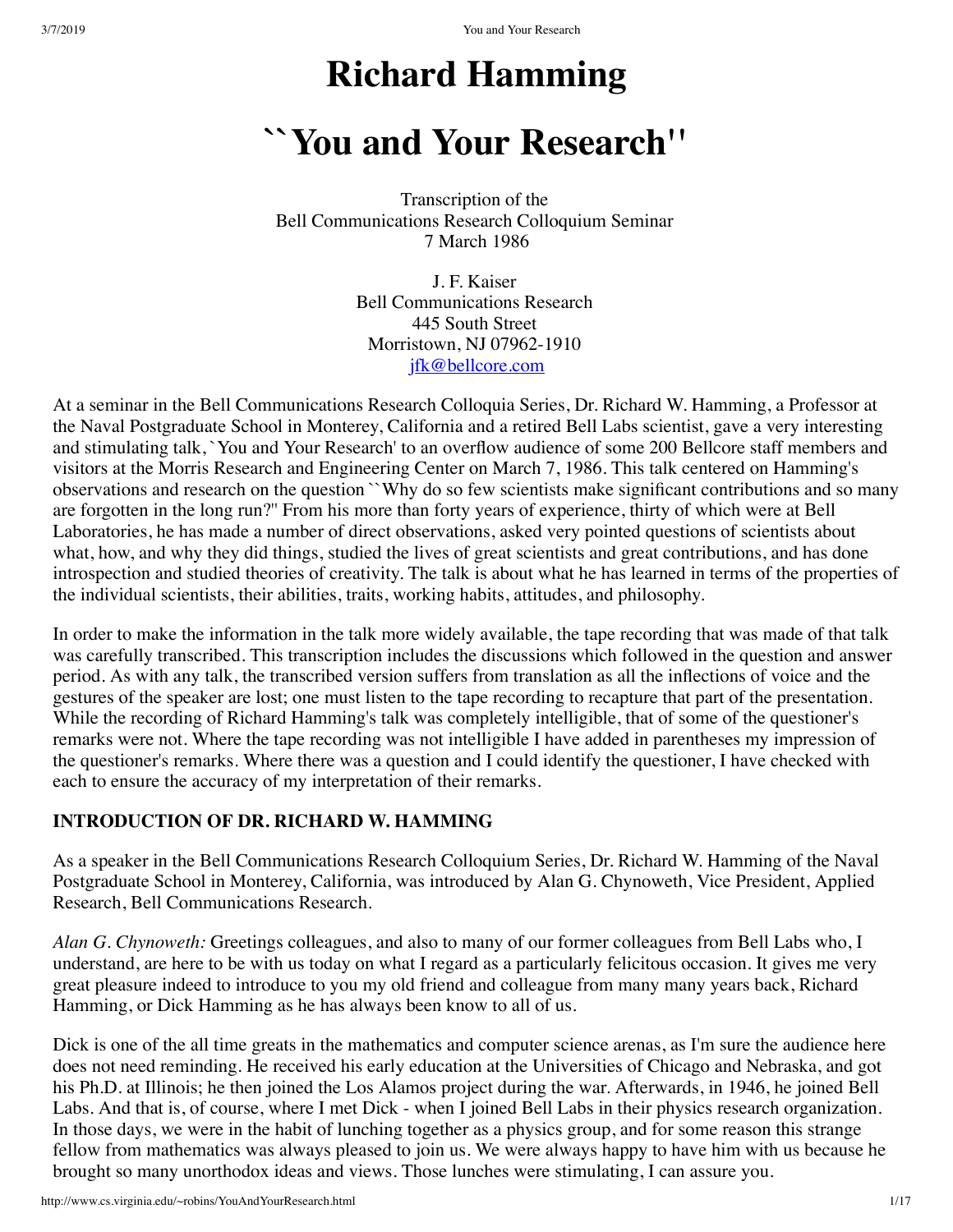# Richard Hamming

# ``You and Your Research''

Transcription of the
Bell Communications Research Colloquium Seminar
7 March 1986

J. F. Kaiser
Bell Communications Research
445 South Street
Morristown, NJ 07962-1910
jfk@bellcore.com

At a seminar in the Bell Communications Research Colloquia Series, Dr. Richard W. Hamming, a Professor at the Naval Postgraduate School in Monterey, California and a retired Bell Labs scientist, gave a very interesting and stimulating talk, `You and Your Research' to an overflow audience of some 200 Bellcore staff members and visitors at the Morris Research and Engineering Center on March 7, 1986. This talk centered on Hamming's observations and research on the question ``Why do so few scientists make significant contributions and so many are forgotten in the long run?'' From his more than forty years of experience, thirty of which were at Bell Laboratories, he has made a number of direct observations, asked very pointed questions of scientists about what, how, and why they did things, studied the lives of great scientists and great contributions, and has done introspection and studied theories of creativity. The talk is about what he has learned in terms of the properties of the individual scientists, their abilities, traits, working habits, attitudes, and philosophy.

In order to make the information in the talk more widely available, the tape recording that was made of that talk was carefully transcribed. This transcription includes the discussions which followed in the question and answer period. As with any talk, the transcribed version suffers from translation as all the inflections of voice and the gestures of the speaker are lost; one must listen to the tape recording to recapture that part of the presentation. While the recording of Richard Hamming's talk was completely intelligible, that of some of the questioner's remarks were not. Where the tape recording was not intelligible I have added in parentheses my impression of the questioner's remarks. Where there was a question and I could identify the questioner, I have checked with each to ensure the accuracy of my interpretation of their remarks.

### INTRODUCTION OF DR. RICHARD W. HAMMING

As a speaker in the Bell Communications Research Colloquium Series, Dr. Richard W. Hamming of the Naval Postgraduate School in Monterey, California, was introduced by Alan G. Chynoweth, Vice President, Applied Research, Bell Communications Research.

*Alan G. Chynoweth:* Greetings colleagues, and also to many of our former colleagues from Bell Labs who, I understand, are here to be with us today on what I regard as a particularly felicitous occasion. It gives me very great pleasure indeed to introduce to you my old friend and colleague from many many years back, Richard Hamming, or Dick Hamming as he has always been know to all of us.

Dick is one of the all time greats in the mathematics and computer science arenas, as I'm sure the audience here does not need reminding. He received his early education at the Universities of Chicago and Nebraska, and got his Ph.D. at Illinois; he then joined the Los Alamos project during the war. Afterwards, in 1946, he joined Bell Labs. And that is, of course, where I met Dick - when I joined Bell Labs in their physics research organization. In those days, we were in the habit of lunching together as a physics group, and for some reason this strange fellow from mathematics was always pleased to join us. We were always happy to have him with us because he brought so many unorthodox ideas and views. Those lunches were stimulating, I can assure you.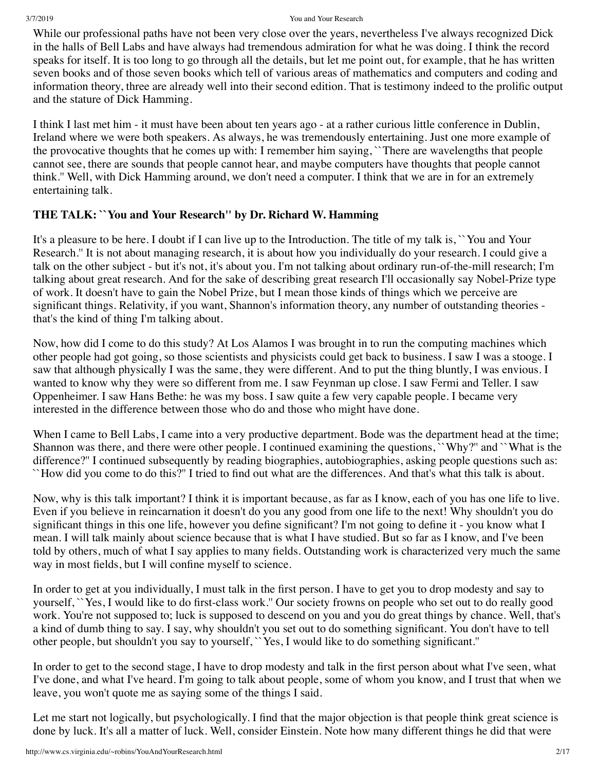While our professional paths have not been very close over the years, nevertheless I've always recognized Dick in the halls of Bell Labs and have always had tremendous admiration for what he was doing. I think the record speaks for itself. It is too long to go through all the details, but let me point out, for example, that he has written seven books and of those seven books which tell of various areas of mathematics and computers and coding and information theory, three are already well into their second edition. That is testimony indeed to the prolific output and the stature of Dick Hamming.

I think I last met him - it must have been about ten years ago - at a rather curious little conference in Dublin, Ireland where we were both speakers. As always, he was tremendously entertaining. Just one more example of the provocative thoughts that he comes up with: I remember him saying, ``There are wavelengths that people cannot see, there are sounds that people cannot hear, and maybe computers have thoughts that people cannot think.'' Well, with Dick Hamming around, we don't need a computer. I think that we are in for an extremely entertaining talk.

**THE TALK: ``You and Your Research'' by Dr. Richard W. Hamming**

It's a pleasure to be here. I doubt if I can live up to the Introduction. The title of my talk is, ``You and Your Research.'' It is not about managing research, it is about how you individually do your research. I could give a talk on the other subject - but it's not, it's about you. I'm not talking about ordinary run-of-the-mill research; I'm talking about great research. And for the sake of describing great research I'll occasionally say Nobel-Prize type of work. It doesn't have to gain the Nobel Prize, but I mean those kinds of things which we perceive are significant things. Relativity, if you want, Shannon's information theory, any number of outstanding theories - that's the kind of thing I'm talking about.

Now, how did I come to do this study? At Los Alamos I was brought in to run the computing machines which other people had got going, so those scientists and physicists could get back to business. I saw I was a stooge. I saw that although physically I was the same, they were different. And to put the thing bluntly, I was envious. I wanted to know why they were so different from me. I saw Feynman up close. I saw Fermi and Teller. I saw Oppenheimer. I saw Hans Bethe: he was my boss. I saw quite a few very capable people. I became very interested in the difference between those who do and those who might have done.

When I came to Bell Labs, I came into a very productive department. Bode was the department head at the time; Shannon was there, and there were other people. I continued examining the questions, ``Why?'' and ``What is the difference?'' I continued subsequently by reading biographies, autobiographies, asking people questions such as: ``How did you come to do this?'' I tried to find out what are the differences. And that's what this talk is about.

Now, why is this talk important? I think it is important because, as far as I know, each of you has one life to live. Even if you believe in reincarnation it doesn't do you any good from one life to the next! Why shouldn't you do significant things in this one life, however you define significant? I'm not going to define it - you know what I mean. I will talk mainly about science because that is what I have studied. But so far as I know, and I've been told by others, much of what I say applies to many fields. Outstanding work is characterized very much the same way in most fields, but I will confine myself to science.

In order to get at you individually, I must talk in the first person. I have to get you to drop modesty and say to yourself, ``Yes, I would like to do first-class work.'' Our society frowns on people who set out to do really good work. You're not supposed to; luck is supposed to descend on you and you do great things by chance. Well, that's a kind of dumb thing to say. I say, why shouldn't you set out to do something significant. You don't have to tell other people, but shouldn't you say to yourself, ``Yes, I would like to do something significant.''

In order to get to the second stage, I have to drop modesty and talk in the first person about what I've seen, what I've done, and what I've heard. I'm going to talk about people, some of whom you know, and I trust that when we leave, you won't quote me as saying some of the things I said.

Let me start not logically, but psychologically. I find that the major objection is that people think great science is done by luck. It's all a matter of luck. Well, consider Einstein. Note how many different things he did that were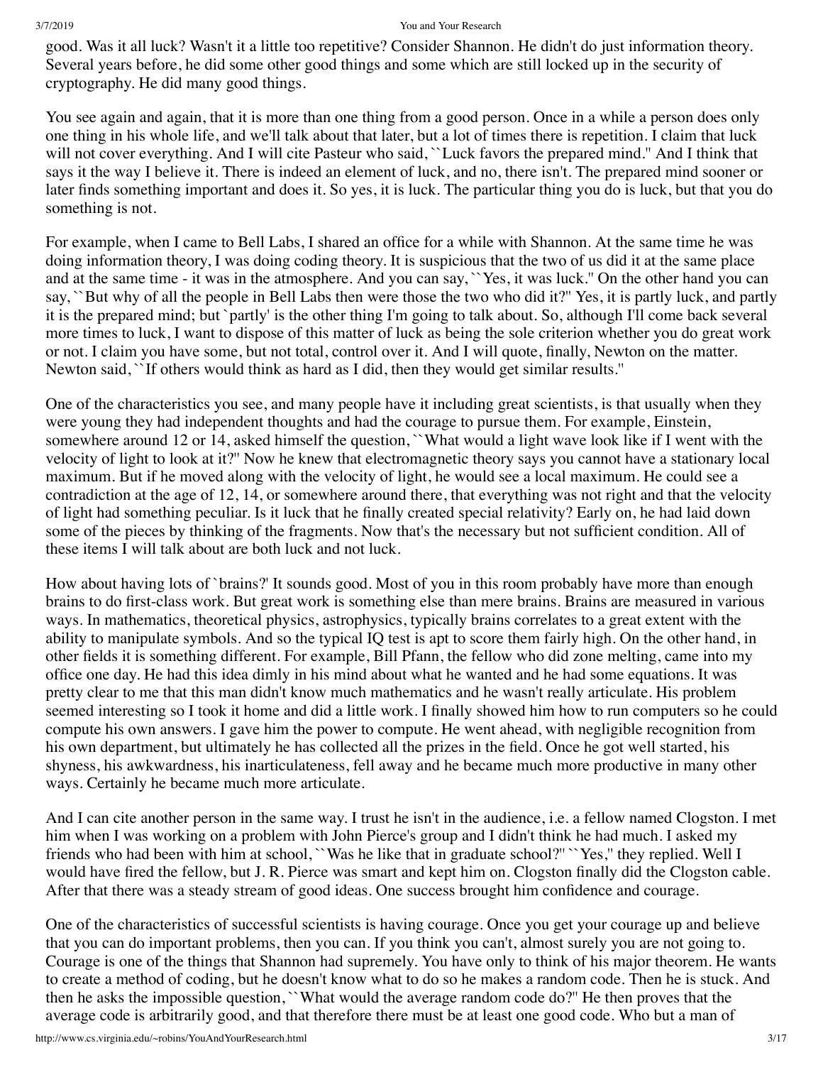good. Was it all luck? Wasn't it a little too repetitive? Consider Shannon. He didn't do just information theory. Several years before, he did some other good things and some which are still locked up in the security of cryptography. He did many good things.

You see again and again, that it is more than one thing from a good person. Once in a while a person does only one thing in his whole life, and we'll talk about that later, but a lot of times there is repetition. I claim that luck will not cover everything. And I will cite Pasteur who said, ``Luck favors the prepared mind.'' And I think that says it the way I believe it. There is indeed an element of luck, and no, there isn't. The prepared mind sooner or later finds something important and does it. So yes, it is luck. The particular thing you do is luck, but that you do something is not.

For example, when I came to Bell Labs, I shared an office for a while with Shannon. At the same time he was doing information theory, I was doing coding theory. It is suspicious that the two of us did it at the same place and at the same time - it was in the atmosphere. And you can say, ``Yes, it was luck.'' On the other hand you can say, ``But why of all the people in Bell Labs then were those the two who did it?'' Yes, it is partly luck, and partly it is the prepared mind; but `partly' is the other thing I'm going to talk about. So, although I'll come back several more times to luck, I want to dispose of this matter of luck as being the sole criterion whether you do great work or not. I claim you have some, but not total, control over it. And I will quote, finally, Newton on the matter. Newton said, ``If others would think as hard as I did, then they would get similar results.''

One of the characteristics you see, and many people have it including great scientists, is that usually when they were young they had independent thoughts and had the courage to pursue them. For example, Einstein, somewhere around 12 or 14, asked himself the question, ``What would a light wave look like if I went with the velocity of light to look at it?'' Now he knew that electromagnetic theory says you cannot have a stationary local maximum. But if he moved along with the velocity of light, he would see a local maximum. He could see a contradiction at the age of 12, 14, or somewhere around there, that everything was not right and that the velocity of light had something peculiar. Is it luck that he finally created special relativity? Early on, he had laid down some of the pieces by thinking of the fragments. Now that's the necessary but not sufficient condition. All of these items I will talk about are both luck and not luck.

How about having lots of `brains?' It sounds good. Most of you in this room probably have more than enough brains to do first-class work. But great work is something else than mere brains. Brains are measured in various ways. In mathematics, theoretical physics, astrophysics, typically brains correlates to a great extent with the ability to manipulate symbols. And so the typical IQ test is apt to score them fairly high. On the other hand, in other fields it is something different. For example, Bill Pfann, the fellow who did zone melting, came into my office one day. He had this idea dimly in his mind about what he wanted and he had some equations. It was pretty clear to me that this man didn't know much mathematics and he wasn't really articulate. His problem seemed interesting so I took it home and did a little work. I finally showed him how to run computers so he could compute his own answers. I gave him the power to compute. He went ahead, with negligible recognition from his own department, but ultimately he has collected all the prizes in the field. Once he got well started, his shyness, his awkwardness, his inarticulateness, fell away and he became much more productive in many other ways. Certainly he became much more articulate.

And I can cite another person in the same way. I trust he isn't in the audience, i.e. a fellow named Clogston. I met him when I was working on a problem with John Pierce's group and I didn't think he had much. I asked my friends who had been with him at school, ``Was he like that in graduate school?'' ``Yes,'' they replied. Well I would have fired the fellow, but J. R. Pierce was smart and kept him on. Clogston finally did the Clogston cable. After that there was a steady stream of good ideas. One success brought him confidence and courage.

One of the characteristics of successful scientists is having courage. Once you get your courage up and believe that you can do important problems, then you can. If you think you can't, almost surely you are not going to. Courage is one of the things that Shannon had supremely. You have only to think of his major theorem. He wants to create a method of coding, but he doesn't know what to do so he makes a random code. Then he is stuck. And then he asks the impossible question, ``What would the average random code do?'' He then proves that the average code is arbitrarily good, and that therefore there must be at least one good code. Who but a man of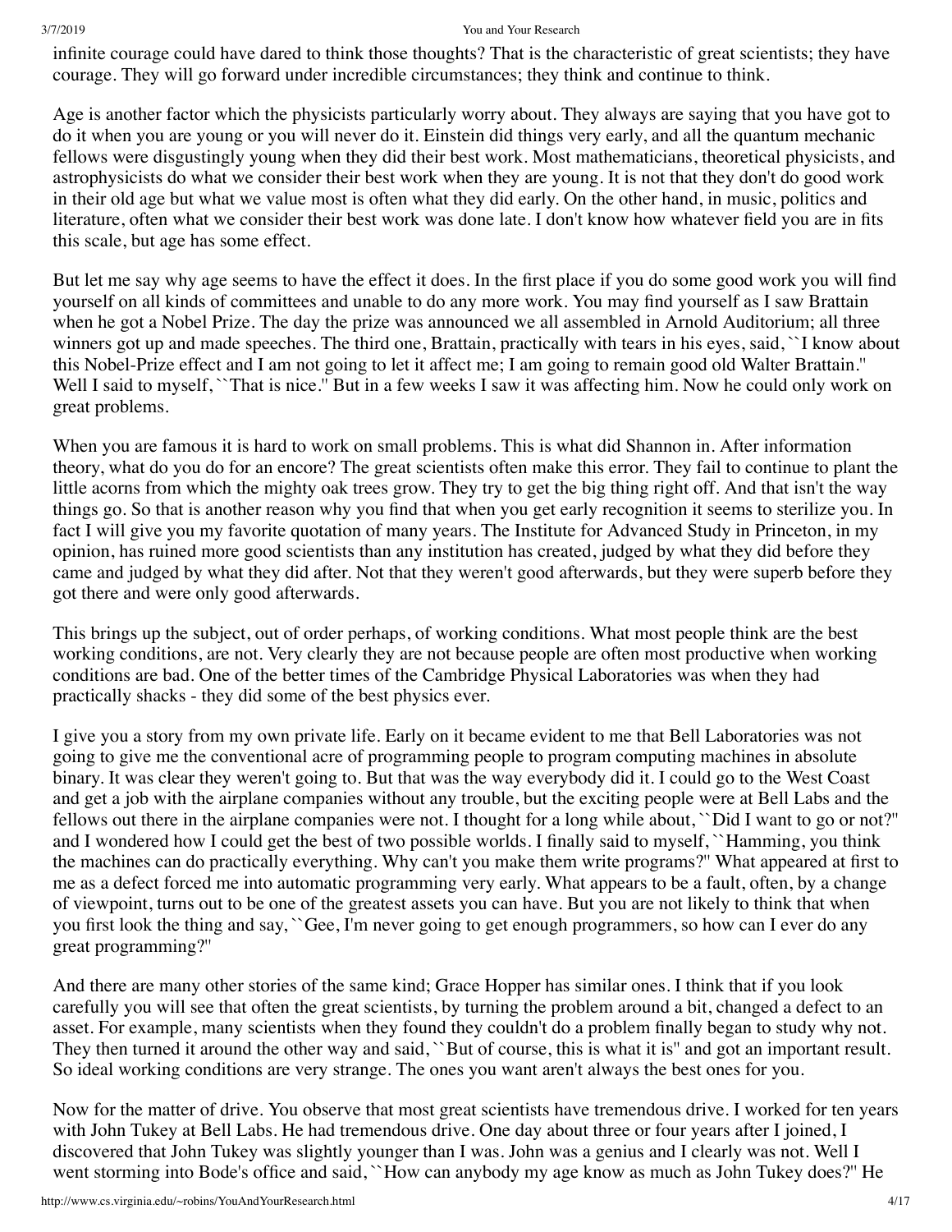infinite courage could have dared to think those thoughts? That is the characteristic of great scientists; they have courage. They will go forward under incredible circumstances; they think and continue to think.

Age is another factor which the physicists particularly worry about. They always are saying that you have got to do it when you are young or you will never do it. Einstein did things very early, and all the quantum mechanic fellows were disgustingly young when they did their best work. Most mathematicians, theoretical physicists, and astrophysicists do what we consider their best work when they are young. It is not that they don't do good work in their old age but what we value most is often what they did early. On the other hand, in music, politics and literature, often what we consider their best work was done late. I don't know how whatever field you are in fits this scale, but age has some effect.

But let me say why age seems to have the effect it does. In the first place if you do some good work you will find yourself on all kinds of committees and unable to do any more work. You may find yourself as I saw Brattain when he got a Nobel Prize. The day the prize was announced we all assembled in Arnold Auditorium; all three winners got up and made speeches. The third one, Brattain, practically with tears in his eyes, said, ``I know about this Nobel-Prize effect and I am not going to let it affect me; I am going to remain good old Walter Brattain.'' Well I said to myself, ``That is nice.'' But in a few weeks I saw it was affecting him. Now he could only work on great problems.

When you are famous it is hard to work on small problems. This is what did Shannon in. After information theory, what do you do for an encore? The great scientists often make this error. They fail to continue to plant the little acorns from which the mighty oak trees grow. They try to get the big thing right off. And that isn't the way things go. So that is another reason why you find that when you get early recognition it seems to sterilize you. In fact I will give you my favorite quotation of many years. The Institute for Advanced Study in Princeton, in my opinion, has ruined more good scientists than any institution has created, judged by what they did before they came and judged by what they did after. Not that they weren't good afterwards, but they were superb before they got there and were only good afterwards.

This brings up the subject, out of order perhaps, of working conditions. What most people think are the best working conditions, are not. Very clearly they are not because people are often most productive when working conditions are bad. One of the better times of the Cambridge Physical Laboratories was when they had practically shacks - they did some of the best physics ever.

I give you a story from my own private life. Early on it became evident to me that Bell Laboratories was not going to give me the conventional acre of programming people to program computing machines in absolute binary. It was clear they weren't going to. But that was the way everybody did it. I could go to the West Coast and get a job with the airplane companies without any trouble, but the exciting people were at Bell Labs and the fellows out there in the airplane companies were not. I thought for a long while about, ``Did I want to go or not?'' and I wondered how I could get the best of two possible worlds. I finally said to myself, ``Hamming, you think the machines can do practically everything. Why can't you make them write programs?'' What appeared at first to me as a defect forced me into automatic programming very early. What appears to be a fault, often, by a change of viewpoint, turns out to be one of the greatest assets you can have. But you are not likely to think that when you first look the thing and say, ``Gee, I'm never going to get enough programmers, so how can I ever do any great programming?''

And there are many other stories of the same kind; Grace Hopper has similar ones. I think that if you look carefully you will see that often the great scientists, by turning the problem around a bit, changed a defect to an asset. For example, many scientists when they found they couldn't do a problem finally began to study why not. They then turned it around the other way and said, ``But of course, this is what it is'' and got an important result. So ideal working conditions are very strange. The ones you want aren't always the best ones for you.

Now for the matter of drive. You observe that most great scientists have tremendous drive. I worked for ten years with John Tukey at Bell Labs. He had tremendous drive. One day about three or four years after I joined, I discovered that John Tukey was slightly younger than I was. John was a genius and I clearly was not. Well I went storming into Bode's office and said, ``How can anybody my age know as much as John Tukey does?'' He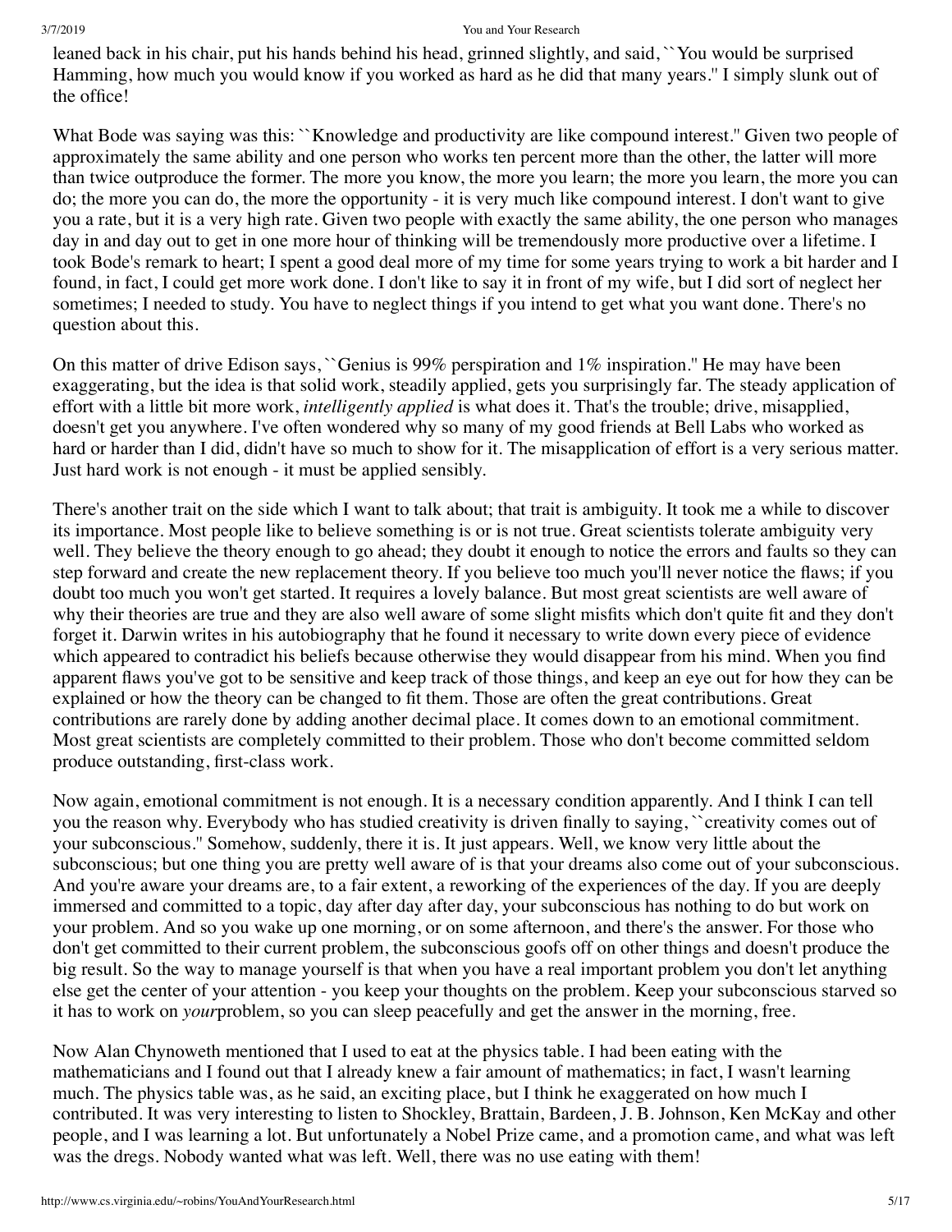leaned back in his chair, put his hands behind his head, grinned slightly, and said, ``You would be surprised Hamming, how much you would know if you worked as hard as he did that many years.'' I simply slunk out of the office!

What Bode was saying was this: ``Knowledge and productivity are like compound interest.'' Given two people of approximately the same ability and one person who works ten percent more than the other, the latter will more than twice outproduce the former. The more you know, the more you learn; the more you learn, the more you can do; the more you can do, the more the opportunity - it is very much like compound interest. I don't want to give you a rate, but it is a very high rate. Given two people with exactly the same ability, the one person who manages day in and day out to get in one more hour of thinking will be tremendously more productive over a lifetime. I took Bode's remark to heart; I spent a good deal more of my time for some years trying to work a bit harder and I found, in fact, I could get more work done. I don't like to say it in front of my wife, but I did sort of neglect her sometimes; I needed to study. You have to neglect things if you intend to get what you want done. There's no question about this.

On this matter of drive Edison says, ``Genius is 99% perspiration and 1% inspiration.'' He may have been exaggerating, but the idea is that solid work, steadily applied, gets you surprisingly far. The steady application of effort with a little bit more work, *intelligently applied* is what does it. That's the trouble; drive, misapplied, doesn't get you anywhere. I've often wondered why so many of my good friends at Bell Labs who worked as hard or harder than I did, didn't have so much to show for it. The misapplication of effort is a very serious matter. Just hard work is not enough - it must be applied sensibly.

There's another trait on the side which I want to talk about; that trait is ambiguity. It took me a while to discover its importance. Most people like to believe something is or is not true. Great scientists tolerate ambiguity very well. They believe the theory enough to go ahead; they doubt it enough to notice the errors and faults so they can step forward and create the new replacement theory. If you believe too much you'll never notice the flaws; if you doubt too much you won't get started. It requires a lovely balance. But most great scientists are well aware of why their theories are true and they are also well aware of some slight misfits which don't quite fit and they don't forget it. Darwin writes in his autobiography that he found it necessary to write down every piece of evidence which appeared to contradict his beliefs because otherwise they would disappear from his mind. When you find apparent flaws you've got to be sensitive and keep track of those things, and keep an eye out for how they can be explained or how the theory can be changed to fit them. Those are often the great contributions. Great contributions are rarely done by adding another decimal place. It comes down to an emotional commitment. Most great scientists are completely committed to their problem. Those who don't become committed seldom produce outstanding, first-class work.

Now again, emotional commitment is not enough. It is a necessary condition apparently. And I think I can tell you the reason why. Everybody who has studied creativity is driven finally to saying, ``creativity comes out of your subconscious.'' Somehow, suddenly, there it is. It just appears. Well, we know very little about the subconscious; but one thing you are pretty well aware of is that your dreams also come out of your subconscious. And you're aware your dreams are, to a fair extent, a reworking of the experiences of the day. If you are deeply immersed and committed to a topic, day after day after day, your subconscious has nothing to do but work on your problem. And so you wake up one morning, or on some afternoon, and there's the answer. For those who don't get committed to their current problem, the subconscious goofs off on other things and doesn't produce the big result. So the way to manage yourself is that when you have a real important problem you don't let anything else get the center of your attention - you keep your thoughts on the problem. Keep your subconscious starved so it has to work on *your*problem, so you can sleep peacefully and get the answer in the morning, free.

Now Alan Chynoweth mentioned that I used to eat at the physics table. I had been eating with the mathematicians and I found out that I already knew a fair amount of mathematics; in fact, I wasn't learning much. The physics table was, as he said, an exciting place, but I think he exaggerated on how much I contributed. It was very interesting to listen to Shockley, Brattain, Bardeen, J. B. Johnson, Ken McKay and other people, and I was learning a lot. But unfortunately a Nobel Prize came, and a promotion came, and what was left was the dregs. Nobody wanted what was left. Well, there was no use eating with them!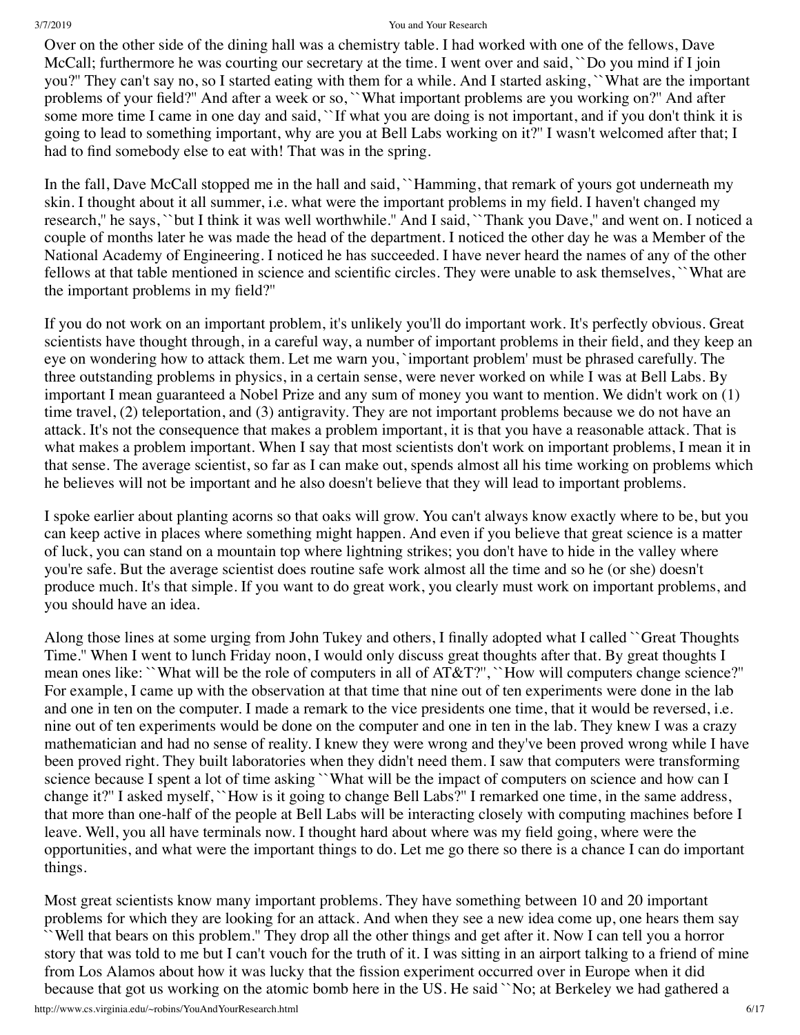Over on the other side of the dining hall was a chemistry table. I had worked with one of the fellows, Dave McCall; furthermore he was courting our secretary at the time. I went over and said, ``Do you mind if I join you?'' They can't say no, so I started eating with them for a while. And I started asking, ``What are the important problems of your field?'' And after a week or so, ``What important problems are you working on?'' And after some more time I came in one day and said, ``If what you are doing is not important, and if you don't think it is going to lead to something important, why are you at Bell Labs working on it?'' I wasn't welcomed after that; I had to find somebody else to eat with! That was in the spring.

In the fall, Dave McCall stopped me in the hall and said, ``Hamming, that remark of yours got underneath my skin. I thought about it all summer, i.e. what were the important problems in my field. I haven't changed my research,'' he says, ``but I think it was well worthwhile.'' And I said, ``Thank you Dave,'' and went on. I noticed a couple of months later he was made the head of the department. I noticed the other day he was a Member of the National Academy of Engineering. I noticed he has succeeded. I have never heard the names of any of the other fellows at that table mentioned in science and scientific circles. They were unable to ask themselves, ``What are the important problems in my field?''

If you do not work on an important problem, it's unlikely you'll do important work. It's perfectly obvious. Great scientists have thought through, in a careful way, a number of important problems in their field, and they keep an eye on wondering how to attack them. Let me warn you, `important problem' must be phrased carefully. The three outstanding problems in physics, in a certain sense, were never worked on while I was at Bell Labs. By important I mean guaranteed a Nobel Prize and any sum of money you want to mention. We didn't work on (1) time travel, (2) teleportation, and (3) antigravity. They are not important problems because we do not have an attack. It's not the consequence that makes a problem important, it is that you have a reasonable attack. That is what makes a problem important. When I say that most scientists don't work on important problems, I mean it in that sense. The average scientist, so far as I can make out, spends almost all his time working on problems which he believes will not be important and he also doesn't believe that they will lead to important problems.

I spoke earlier about planting acorns so that oaks will grow. You can't always know exactly where to be, but you can keep active in places where something might happen. And even if you believe that great science is a matter of luck, you can stand on a mountain top where lightning strikes; you don't have to hide in the valley where you're safe. But the average scientist does routine safe work almost all the time and so he (or she) doesn't produce much. It's that simple. If you want to do great work, you clearly must work on important problems, and you should have an idea.

Along those lines at some urging from John Tukey and others, I finally adopted what I called ``Great Thoughts Time.'' When I went to lunch Friday noon, I would only discuss great thoughts after that. By great thoughts I mean ones like: ``What will be the role of computers in all of AT&T?'', ``How will computers change science?'' For example, I came up with the observation at that time that nine out of ten experiments were done in the lab and one in ten on the computer. I made a remark to the vice presidents one time, that it would be reversed, i.e. nine out of ten experiments would be done on the computer and one in ten in the lab. They knew I was a crazy mathematician and had no sense of reality. I knew they were wrong and they've been proved wrong while I have been proved right. They built laboratories when they didn't need them. I saw that computers were transforming science because I spent a lot of time asking ``What will be the impact of computers on science and how can I change it?'' I asked myself, ``How is it going to change Bell Labs?'' I remarked one time, in the same address, that more than one-half of the people at Bell Labs will be interacting closely with computing machines before I leave. Well, you all have terminals now. I thought hard about where was my field going, where were the opportunities, and what were the important things to do. Let me go there so there is a chance I can do important things.

Most great scientists know many important problems. They have something between 10 and 20 important problems for which they are looking for an attack. And when they see a new idea come up, one hears them say ``Well that bears on this problem.'' They drop all the other things and get after it. Now I can tell you a horror story that was told to me but I can't vouch for the truth of it. I was sitting in an airport talking to a friend of mine from Los Alamos about how it was lucky that the fission experiment occurred over in Europe when it did because that got us working on the atomic bomb here in the US. He said ``No; at Berkeley we had gathered a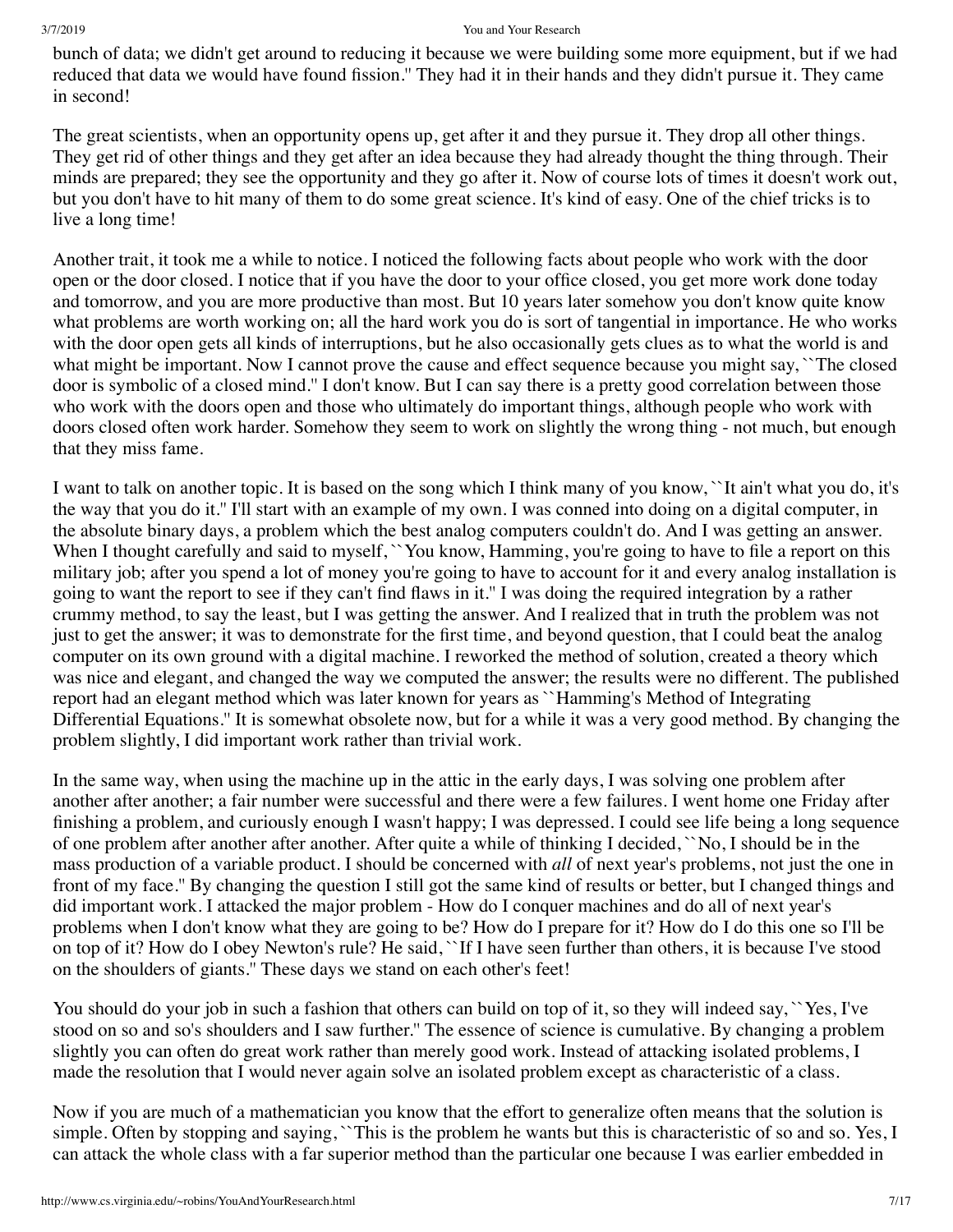bunch of data; we didn't get around to reducing it because we were building some more equipment, but if we had reduced that data we would have found fission.'' They had it in their hands and they didn't pursue it. They came in second!

The great scientists, when an opportunity opens up, get after it and they pursue it. They drop all other things. They get rid of other things and they get after an idea because they had already thought the thing through. Their minds are prepared; they see the opportunity and they go after it. Now of course lots of times it doesn't work out, but you don't have to hit many of them to do some great science. It's kind of easy. One of the chief tricks is to live a long time!

Another trait, it took me a while to notice. I noticed the following facts about people who work with the door open or the door closed. I notice that if you have the door to your office closed, you get more work done today and tomorrow, and you are more productive than most. But 10 years later somehow you don't know quite know what problems are worth working on; all the hard work you do is sort of tangential in importance. He who works with the door open gets all kinds of interruptions, but he also occasionally gets clues as to what the world is and what might be important. Now I cannot prove the cause and effect sequence because you might say, ``The closed door is symbolic of a closed mind.'' I don't know. But I can say there is a pretty good correlation between those who work with the doors open and those who ultimately do important things, although people who work with doors closed often work harder. Somehow they seem to work on slightly the wrong thing - not much, but enough that they miss fame.

I want to talk on another topic. It is based on the song which I think many of you know, ``It ain't what you do, it's the way that you do it.'' I'll start with an example of my own. I was conned into doing on a digital computer, in the absolute binary days, a problem which the best analog computers couldn't do. And I was getting an answer. When I thought carefully and said to myself, ``You know, Hamming, you're going to have to file a report on this military job; after you spend a lot of money you're going to have to account for it and every analog installation is going to want the report to see if they can't find flaws in it.'' I was doing the required integration by a rather crummy method, to say the least, but I was getting the answer. And I realized that in truth the problem was not just to get the answer; it was to demonstrate for the first time, and beyond question, that I could beat the analog computer on its own ground with a digital machine. I reworked the method of solution, created a theory which was nice and elegant, and changed the way we computed the answer; the results were no different. The published report had an elegant method which was later known for years as ``Hamming's Method of Integrating Differential Equations.'' It is somewhat obsolete now, but for a while it was a very good method. By changing the problem slightly, I did important work rather than trivial work.

In the same way, when using the machine up in the attic in the early days, I was solving one problem after another after another; a fair number were successful and there were a few failures. I went home one Friday after finishing a problem, and curiously enough I wasn't happy; I was depressed. I could see life being a long sequence of one problem after another after another. After quite a while of thinking I decided, ``No, I should be in the mass production of a variable product. I should be concerned with *all* of next year's problems, not just the one in front of my face.'' By changing the question I still got the same kind of results or better, but I changed things and did important work. I attacked the major problem - How do I conquer machines and do all of next year's problems when I don't know what they are going to be? How do I prepare for it? How do I do this one so I'll be on top of it? How do I obey Newton's rule? He said, ``If I have seen further than others, it is because I've stood on the shoulders of giants.'' These days we stand on each other's feet!

You should do your job in such a fashion that others can build on top of it, so they will indeed say, ``Yes, I've stood on so and so's shoulders and I saw further.'' The essence of science is cumulative. By changing a problem slightly you can often do great work rather than merely good work. Instead of attacking isolated problems, I made the resolution that I would never again solve an isolated problem except as characteristic of a class.

Now if you are much of a mathematician you know that the effort to generalize often means that the solution is simple. Often by stopping and saying, ``This is the problem he wants but this is characteristic of so and so. Yes, I can attack the whole class with a far superior method than the particular one because I was earlier embedded in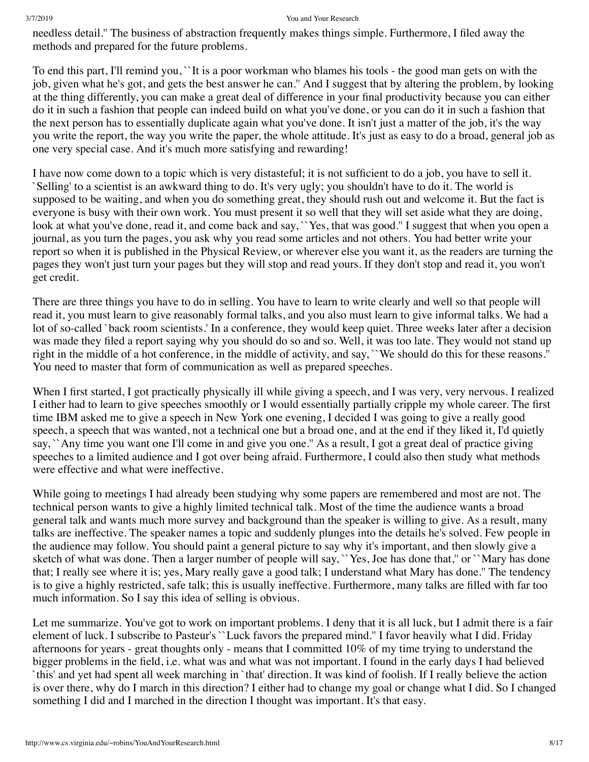needless detail.'' The business of abstraction frequently makes things simple. Furthermore, I filed away the methods and prepared for the future problems.

To end this part, I'll remind you, ``It is a poor workman who blames his tools - the good man gets on with the job, given what he's got, and gets the best answer he can.'' And I suggest that by altering the problem, by looking at the thing differently, you can make a great deal of difference in your final productivity because you can either do it in such a fashion that people can indeed build on what you've done, or you can do it in such a fashion that the next person has to essentially duplicate again what you've done. It isn't just a matter of the job, it's the way you write the report, the way you write the paper, the whole attitude. It's just as easy to do a broad, general job as one very special case. And it's much more satisfying and rewarding!

I have now come down to a topic which is very distasteful; it is not sufficient to do a job, you have to sell it. `Selling' to a scientist is an awkward thing to do. It's very ugly; you shouldn't have to do it. The world is supposed to be waiting, and when you do something great, they should rush out and welcome it. But the fact is everyone is busy with their own work. You must present it so well that they will set aside what they are doing, look at what you've done, read it, and come back and say, ``Yes, that was good.'' I suggest that when you open a journal, as you turn the pages, you ask why you read some articles and not others. You had better write your report so when it is published in the Physical Review, or wherever else you want it, as the readers are turning the pages they won't just turn your pages but they will stop and read yours. If they don't stop and read it, you won't get credit.

There are three things you have to do in selling. You have to learn to write clearly and well so that people will read it, you must learn to give reasonably formal talks, and you also must learn to give informal talks. We had a lot of so-called `back room scientists.' In a conference, they would keep quiet. Three weeks later after a decision was made they filed a report saying why you should do so and so. Well, it was too late. They would not stand up right in the middle of a hot conference, in the middle of activity, and say, ``We should do this for these reasons.'' You need to master that form of communication as well as prepared speeches.

When I first started, I got practically physically ill while giving a speech, and I was very, very nervous. I realized I either had to learn to give speeches smoothly or I would essentially partially cripple my whole career. The first time IBM asked me to give a speech in New York one evening, I decided I was going to give a really good speech, a speech that was wanted, not a technical one but a broad one, and at the end if they liked it, I'd quietly say, ``Any time you want one I'll come in and give you one.'' As a result, I got a great deal of practice giving speeches to a limited audience and I got over being afraid. Furthermore, I could also then study what methods were effective and what were ineffective.

While going to meetings I had already been studying why some papers are remembered and most are not. The technical person wants to give a highly limited technical talk. Most of the time the audience wants a broad general talk and wants much more survey and background than the speaker is willing to give. As a result, many talks are ineffective. The speaker names a topic and suddenly plunges into the details he's solved. Few people in the audience may follow. You should paint a general picture to say why it's important, and then slowly give a sketch of what was done. Then a larger number of people will say, ``Yes, Joe has done that,'' or ``Mary has done that; I really see where it is; yes, Mary really gave a good talk; I understand what Mary has done.'' The tendency is to give a highly restricted, safe talk; this is usually ineffective. Furthermore, many talks are filled with far too much information. So I say this idea of selling is obvious.

Let me summarize. You've got to work on important problems. I deny that it is all luck, but I admit there is a fair element of luck. I subscribe to Pasteur's ``Luck favors the prepared mind.'' I favor heavily what I did. Friday afternoons for years - great thoughts only - means that I committed 10% of my time trying to understand the bigger problems in the field, i.e. what was and what was not important. I found in the early days I had believed `this' and yet had spent all week marching in `that' direction. It was kind of foolish. If I really believe the action is over there, why do I march in this direction? I either had to change my goal or change what I did. So I changed something I did and I marched in the direction I thought was important. It's that easy.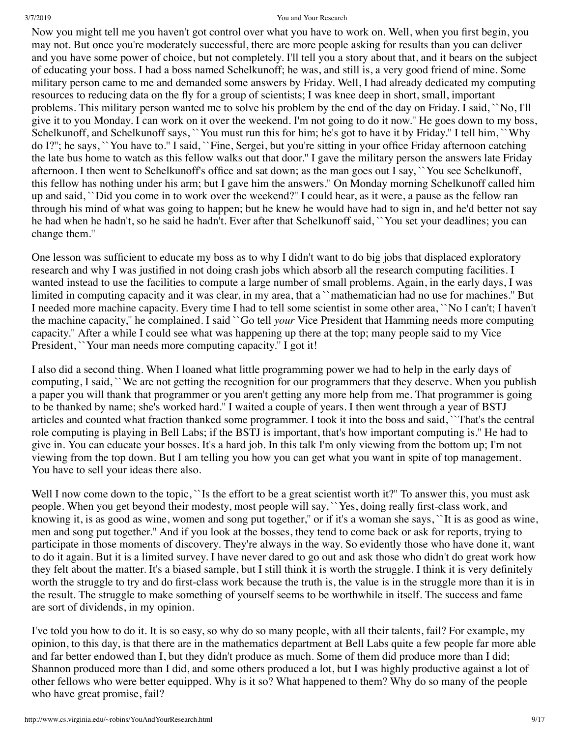Now you might tell me you haven't got control over what you have to work on. Well, when you first begin, you may not. But once you're moderately successful, there are more people asking for results than you can deliver and you have some power of choice, but not completely. I'll tell you a story about that, and it bears on the subject of educating your boss. I had a boss named Schelkunoff; he was, and still is, a very good friend of mine. Some military person came to me and demanded some answers by Friday. Well, I had already dedicated my computing resources to reducing data on the fly for a group of scientists; I was knee deep in short, small, important problems. This military person wanted me to solve his problem by the end of the day on Friday. I said, ``No, I'll give it to you Monday. I can work on it over the weekend. I'm not going to do it now.'' He goes down to my boss, Schelkunoff, and Schelkunoff says, ``You must run this for him; he's got to have it by Friday.'' I tell him, ``Why do I?''; he says, ``You have to.'' I said, ``Fine, Sergei, but you're sitting in your office Friday afternoon catching the late bus home to watch as this fellow walks out that door.'' I gave the military person the answers late Friday afternoon. I then went to Schelkunoff's office and sat down; as the man goes out I say, ``You see Schelkunoff, this fellow has nothing under his arm; but I gave him the answers.'' On Monday morning Schelkunoff called him up and said, ``Did you come in to work over the weekend?'' I could hear, as it were, a pause as the fellow ran through his mind of what was going to happen; but he knew he would have had to sign in, and he'd better not say he had when he hadn't, so he said he hadn't. Ever after that Schelkunoff said, ``You set your deadlines; you can change them.''

One lesson was sufficient to educate my boss as to why I didn't want to do big jobs that displaced exploratory research and why I was justified in not doing crash jobs which absorb all the research computing facilities. I wanted instead to use the facilities to compute a large number of small problems. Again, in the early days, I was limited in computing capacity and it was clear, in my area, that a ``mathematician had no use for machines.'' But I needed more machine capacity. Every time I had to tell some scientist in some other area, ``No I can't; I haven't the machine capacity,'' he complained. I said ``Go tell *your* Vice President that Hamming needs more computing capacity.'' After a while I could see what was happening up there at the top; many people said to my Vice President, ``Your man needs more computing capacity.'' I got it!

I also did a second thing. When I loaned what little programming power we had to help in the early days of computing, I said, ``We are not getting the recognition for our programmers that they deserve. When you publish a paper you will thank that programmer or you aren't getting any more help from me. That programmer is going to be thanked by name; she's worked hard.'' I waited a couple of years. I then went through a year of BSTJ articles and counted what fraction thanked some programmer. I took it into the boss and said, ``That's the central role computing is playing in Bell Labs; if the BSTJ is important, that's how important computing is.'' He had to give in. You can educate your bosses. It's a hard job. In this talk I'm only viewing from the bottom up; I'm not viewing from the top down. But I am telling you how you can get what you want in spite of top management. You have to sell your ideas there also.

Well I now come down to the topic, ``Is the effort to be a great scientist worth it?'' To answer this, you must ask people. When you get beyond their modesty, most people will say, ``Yes, doing really first-class work, and knowing it, is as good as wine, women and song put together,'' or if it's a woman she says, ``It is as good as wine, men and song put together.'' And if you look at the bosses, they tend to come back or ask for reports, trying to participate in those moments of discovery. They're always in the way. So evidently those who have done it, want to do it again. But it is a limited survey. I have never dared to go out and ask those who didn't do great work how they felt about the matter. It's a biased sample, but I still think it is worth the struggle. I think it is very definitely worth the struggle to try and do first-class work because the truth is, the value is in the struggle more than it is in the result. The struggle to make something of yourself seems to be worthwhile in itself. The success and fame are sort of dividends, in my opinion.

I've told you how to do it. It is so easy, so why do so many people, with all their talents, fail? For example, my opinion, to this day, is that there are in the mathematics department at Bell Labs quite a few people far more able and far better endowed than I, but they didn't produce as much. Some of them did produce more than I did; Shannon produced more than I did, and some others produced a lot, but I was highly productive against a lot of other fellows who were better equipped. Why is it so? What happened to them? Why do so many of the people who have great promise, fail?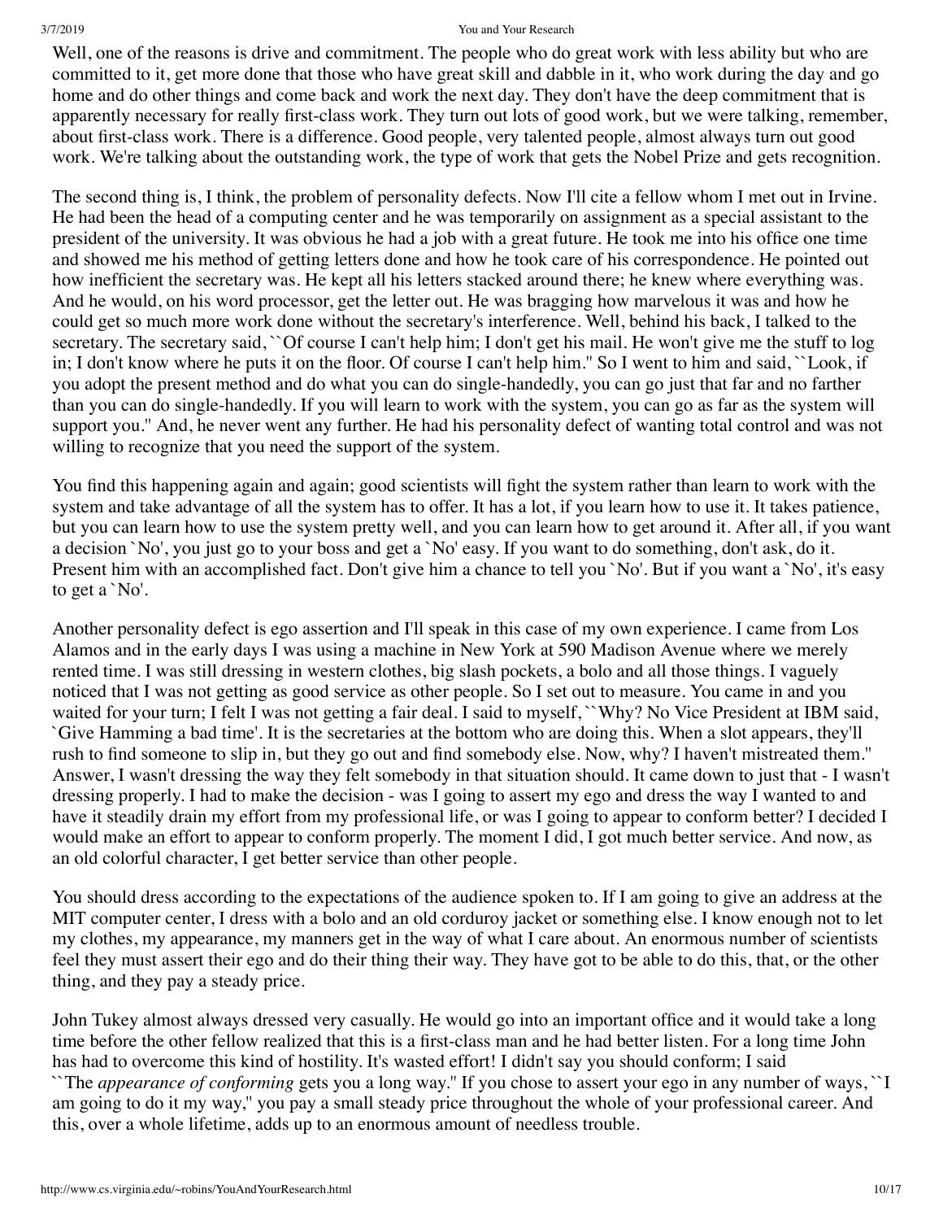Well, one of the reasons is drive and commitment. The people who do great work with less ability but who are committed to it, get more done that those who have great skill and dabble in it, who work during the day and go home and do other things and come back and work the next day. They don't have the deep commitment that is apparently necessary for really first-class work. They turn out lots of good work, but we were talking, remember, about first-class work. There is a difference. Good people, very talented people, almost always turn out good work. We're talking about the outstanding work, the type of work that gets the Nobel Prize and gets recognition.

The second thing is, I think, the problem of personality defects. Now I'll cite a fellow whom I met out in Irvine. He had been the head of a computing center and he was temporarily on assignment as a special assistant to the president of the university. It was obvious he had a job with a great future. He took me into his office one time and showed me his method of getting letters done and how he took care of his correspondence. He pointed out how inefficient the secretary was. He kept all his letters stacked around there; he knew where everything was. And he would, on his word processor, get the letter out. He was bragging how marvelous it was and how he could get so much more work done without the secretary's interference. Well, behind his back, I talked to the secretary. The secretary said, ``Of course I can't help him; I don't get his mail. He won't give me the stuff to log in; I don't know where he puts it on the floor. Of course I can't help him.'' So I went to him and said, ``Look, if you adopt the present method and do what you can do single-handedly, you can go just that far and no farther than you can do single-handedly. If you will learn to work with the system, you can go as far as the system will support you.'' And, he never went any further. He had his personality defect of wanting total control and was not willing to recognize that you need the support of the system.

You find this happening again and again; good scientists will fight the system rather than learn to work with the system and take advantage of all the system has to offer. It has a lot, if you learn how to use it. It takes patience, but you can learn how to use the system pretty well, and you can learn how to get around it. After all, if you want a decision `No', you just go to your boss and get a `No' easy. If you want to do something, don't ask, do it. Present him with an accomplished fact. Don't give him a chance to tell you `No'. But if you want a `No', it's easy to get a `No'.

Another personality defect is ego assertion and I'll speak in this case of my own experience. I came from Los Alamos and in the early days I was using a machine in New York at 590 Madison Avenue where we merely rented time. I was still dressing in western clothes, big slash pockets, a bolo and all those things. I vaguely noticed that I was not getting as good service as other people. So I set out to measure. You came in and you waited for your turn; I felt I was not getting a fair deal. I said to myself, ``Why? No Vice President at IBM said, `Give Hamming a bad time'. It is the secretaries at the bottom who are doing this. When a slot appears, they'll rush to find someone to slip in, but they go out and find somebody else. Now, why? I haven't mistreated them.'' Answer, I wasn't dressing the way they felt somebody in that situation should. It came down to just that - I wasn't dressing properly. I had to make the decision - was I going to assert my ego and dress the way I wanted to and have it steadily drain my effort from my professional life, or was I going to appear to conform better? I decided I would make an effort to appear to conform properly. The moment I did, I got much better service. And now, as an old colorful character, I get better service than other people.

You should dress according to the expectations of the audience spoken to. If I am going to give an address at the MIT computer center, I dress with a bolo and an old corduroy jacket or something else. I know enough not to let my clothes, my appearance, my manners get in the way of what I care about. An enormous number of scientists feel they must assert their ego and do their thing their way. They have got to be able to do this, that, or the other thing, and they pay a steady price.

John Tukey almost always dressed very casually. He would go into an important office and it would take a long time before the other fellow realized that this is a first-class man and he had better listen. For a long time John has had to overcome this kind of hostility. It's wasted effort! I didn't say you should conform; I said ``The *appearance of conforming* gets you a long way.'' If you chose to assert your ego in any number of ways, ``I am going to do it my way,'' you pay a small steady price throughout the whole of your professional career. And this, over a whole lifetime, adds up to an enormous amount of needless trouble.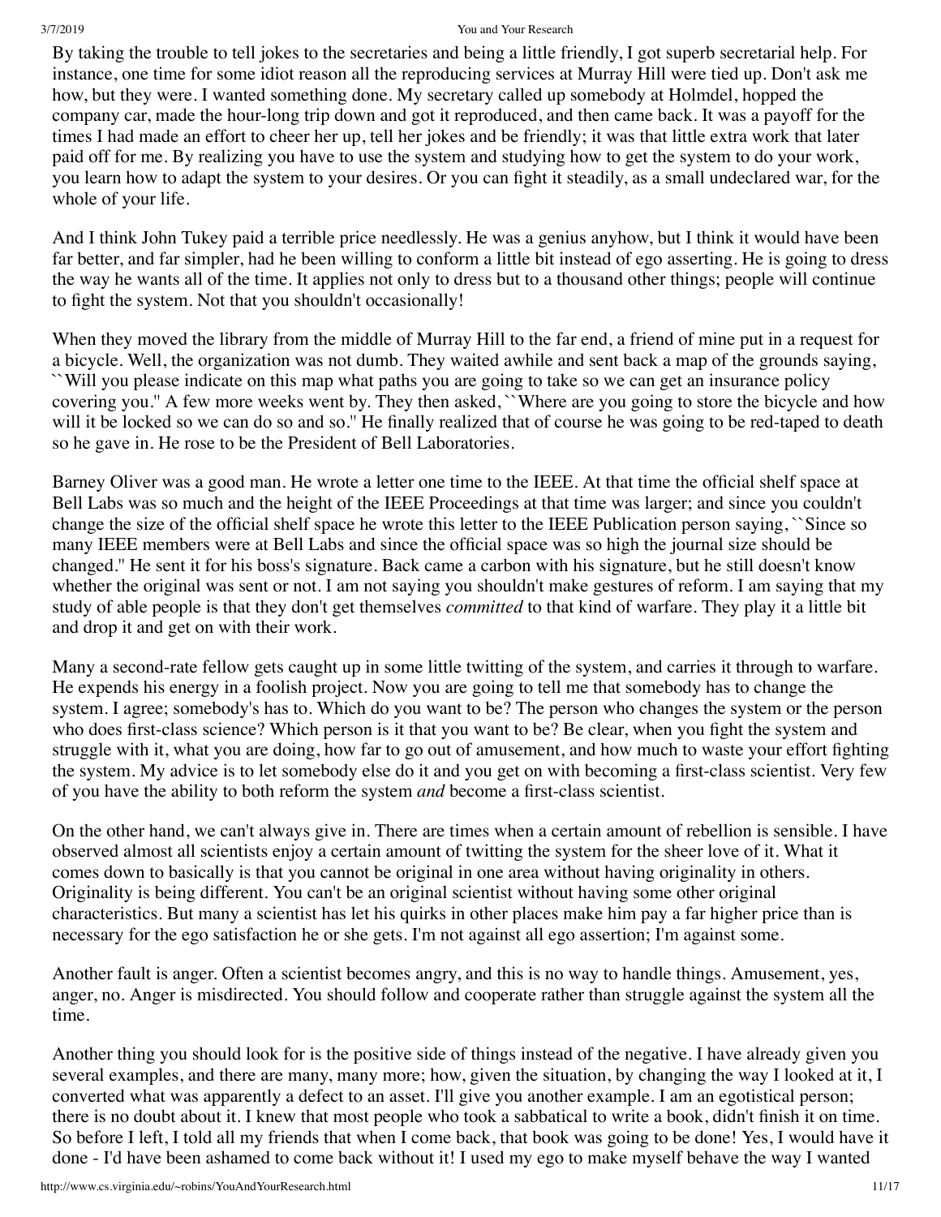By taking the trouble to tell jokes to the secretaries and being a little friendly, I got superb secretarial help. For instance, one time for some idiot reason all the reproducing services at Murray Hill were tied up. Don't ask me how, but they were. I wanted something done. My secretary called up somebody at Holmdel, hopped the company car, made the hour-long trip down and got it reproduced, and then came back. It was a payoff for the times I had made an effort to cheer her up, tell her jokes and be friendly; it was that little extra work that later paid off for me. By realizing you have to use the system and studying how to get the system to do your work, you learn how to adapt the system to your desires. Or you can fight it steadily, as a small undeclared war, for the whole of your life.

And I think John Tukey paid a terrible price needlessly. He was a genius anyhow, but I think it would have been far better, and far simpler, had he been willing to conform a little bit instead of ego asserting. He is going to dress the way he wants all of the time. It applies not only to dress but to a thousand other things; people will continue to fight the system. Not that you shouldn't occasionally!

When they moved the library from the middle of Murray Hill to the far end, a friend of mine put in a request for a bicycle. Well, the organization was not dumb. They waited awhile and sent back a map of the grounds saying, ``Will you please indicate on this map what paths you are going to take so we can get an insurance policy covering you.'' A few more weeks went by. They then asked, ``Where are you going to store the bicycle and how will it be locked so we can do so and so.'' He finally realized that of course he was going to be red-taped to death so he gave in. He rose to be the President of Bell Laboratories.

Barney Oliver was a good man. He wrote a letter one time to the IEEE. At that time the official shelf space at Bell Labs was so much and the height of the IEEE Proceedings at that time was larger; and since you couldn't change the size of the official shelf space he wrote this letter to the IEEE Publication person saying, ``Since so many IEEE members were at Bell Labs and since the official space was so high the journal size should be changed.'' He sent it for his boss's signature. Back came a carbon with his signature, but he still doesn't know whether the original was sent or not. I am not saying you shouldn't make gestures of reform. I am saying that my study of able people is that they don't get themselves *committed* to that kind of warfare. They play it a little bit and drop it and get on with their work.

Many a second-rate fellow gets caught up in some little twitting of the system, and carries it through to warfare. He expends his energy in a foolish project. Now you are going to tell me that somebody has to change the system. I agree; somebody's has to. Which do you want to be? The person who changes the system or the person who does first-class science? Which person is it that you want to be? Be clear, when you fight the system and struggle with it, what you are doing, how far to go out of amusement, and how much to waste your effort fighting the system. My advice is to let somebody else do it and you get on with becoming a first-class scientist. Very few of you have the ability to both reform the system *and* become a first-class scientist.

On the other hand, we can't always give in. There are times when a certain amount of rebellion is sensible. I have observed almost all scientists enjoy a certain amount of twitting the system for the sheer love of it. What it comes down to basically is that you cannot be original in one area without having originality in others. Originality is being different. You can't be an original scientist without having some other original characteristics. But many a scientist has let his quirks in other places make him pay a far higher price than is necessary for the ego satisfaction he or she gets. I'm not against all ego assertion; I'm against some.

Another fault is anger. Often a scientist becomes angry, and this is no way to handle things. Amusement, yes, anger, no. Anger is misdirected. You should follow and cooperate rather than struggle against the system all the time.

Another thing you should look for is the positive side of things instead of the negative. I have already given you several examples, and there are many, many more; how, given the situation, by changing the way I looked at it, I converted what was apparently a defect to an asset. I'll give you another example. I am an egotistical person; there is no doubt about it. I knew that most people who took a sabbatical to write a book, didn't finish it on time. So before I left, I told all my friends that when I come back, that book was going to be done! Yes, I would have it done - I'd have been ashamed to come back without it! I used my ego to make myself behave the way I wanted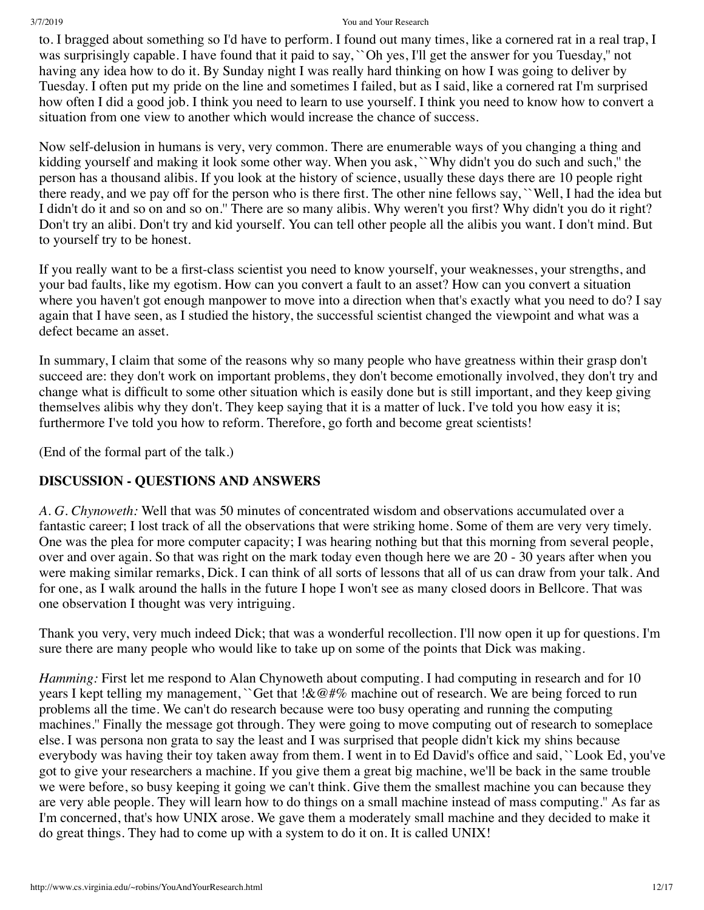to. I bragged about something so I'd have to perform. I found out many times, like a cornered rat in a real trap, I was surprisingly capable. I have found that it paid to say, ``Oh yes, I'll get the answer for you Tuesday,'' not having any idea how to do it. By Sunday night I was really hard thinking on how I was going to deliver by Tuesday. I often put my pride on the line and sometimes I failed, but as I said, like a cornered rat I'm surprised how often I did a good job. I think you need to learn to use yourself. I think you need to know how to convert a situation from one view to another which would increase the chance of success.

Now self-delusion in humans is very, very common. There are enumerable ways of you changing a thing and kidding yourself and making it look some other way. When you ask, ``Why didn't you do such and such,'' the person has a thousand alibis. If you look at the history of science, usually these days there are 10 people right there ready, and we pay off for the person who is there first. The other nine fellows say, ``Well, I had the idea but I didn't do it and so on and so on.'' There are so many alibis. Why weren't you first? Why didn't you do it right? Don't try an alibi. Don't try and kid yourself. You can tell other people all the alibis you want. I don't mind. But to yourself try to be honest.

If you really want to be a first-class scientist you need to know yourself, your weaknesses, your strengths, and your bad faults, like my egotism. How can you convert a fault to an asset? How can you convert a situation where you haven't got enough manpower to move into a direction when that's exactly what you need to do? I say again that I have seen, as I studied the history, the successful scientist changed the viewpoint and what was a defect became an asset.

In summary, I claim that some of the reasons why so many people who have greatness within their grasp don't succeed are: they don't work on important problems, they don't become emotionally involved, they don't try and change what is difficult to some other situation which is easily done but is still important, and they keep giving themselves alibis why they don't. They keep saying that it is a matter of luck. I've told you how easy it is; furthermore I've told you how to reform. Therefore, go forth and become great scientists!

(End of the formal part of the talk.)

## DISCUSSION - QUESTIONS AND ANSWERS

*A. G. Chynoweth:* Well that was 50 minutes of concentrated wisdom and observations accumulated over a fantastic career; I lost track of all the observations that were striking home. Some of them are very very timely. One was the plea for more computer capacity; I was hearing nothing but that this morning from several people, over and over again. So that was right on the mark today even though here we are 20 - 30 years after when you were making similar remarks, Dick. I can think of all sorts of lessons that all of us can draw from your talk. And for one, as I walk around the halls in the future I hope I won't see as many closed doors in Bellcore. That was one observation I thought was very intriguing.

Thank you very, very much indeed Dick; that was a wonderful recollection. I'll now open it up for questions. I'm sure there are many people who would like to take up on some of the points that Dick was making.

*Hamming:* First let me respond to Alan Chynoweth about computing. I had computing in research and for 10 years I kept telling my management, ``Get that !&@#% machine out of research. We are being forced to run problems all the time. We can't do research because were too busy operating and running the computing machines.'' Finally the message got through. They were going to move computing out of research to someplace else. I was persona non grata to say the least and I was surprised that people didn't kick my shins because everybody was having their toy taken away from them. I went in to Ed David's office and said, ``Look Ed, you've got to give your researchers a machine. If you give them a great big machine, we'll be back in the same trouble we were before, so busy keeping it going we can't think. Give them the smallest machine you can because they are very able people. They will learn how to do things on a small machine instead of mass computing.'' As far as I'm concerned, that's how UNIX arose. We gave them a moderately small machine and they decided to make it do great things. They had to come up with a system to do it on. It is called UNIX!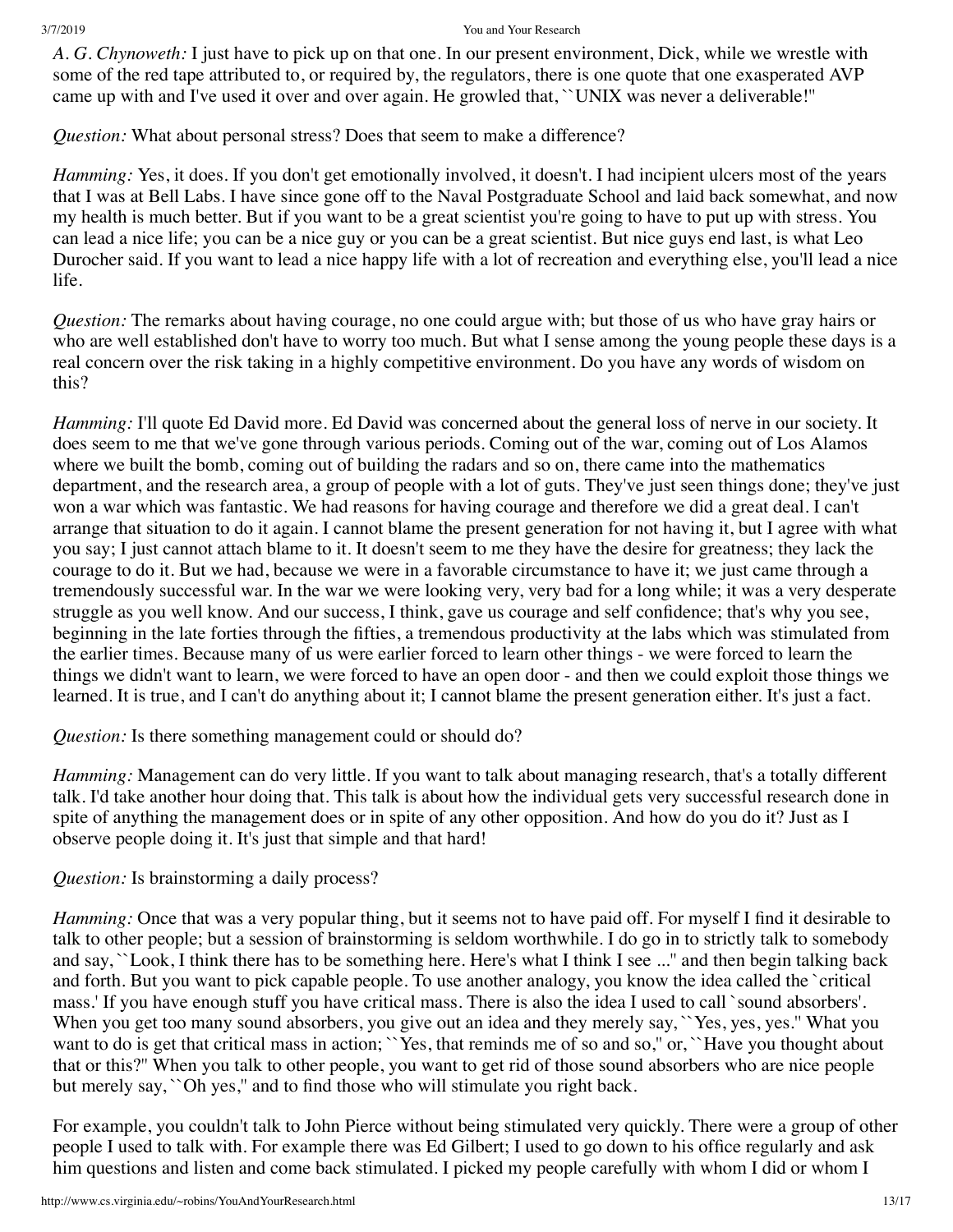*A. G. Chynoweth:* I just have to pick up on that one. In our present environment, Dick, while we wrestle with some of the red tape attributed to, or required by, the regulators, there is one quote that one exasperated AVP came up with and I've used it over and over again. He growled that, ``UNIX was never a deliverable!''

*Question:* What about personal stress? Does that seem to make a difference?

*Hamming:* Yes, it does. If you don't get emotionally involved, it doesn't. I had incipient ulcers most of the years that I was at Bell Labs. I have since gone off to the Naval Postgraduate School and laid back somewhat, and now my health is much better. But if you want to be a great scientist you're going to have to put up with stress. You can lead a nice life; you can be a nice guy or you can be a great scientist. But nice guys end last, is what Leo Durocher said. If you want to lead a nice happy life with a lot of recreation and everything else, you'll lead a nice life.

*Question:* The remarks about having courage, no one could argue with; but those of us who have gray hairs or who are well established don't have to worry too much. But what I sense among the young people these days is a real concern over the risk taking in a highly competitive environment. Do you have any words of wisdom on this?

*Hamming:* I'll quote Ed David more. Ed David was concerned about the general loss of nerve in our society. It does seem to me that we've gone through various periods. Coming out of the war, coming out of Los Alamos where we built the bomb, coming out of building the radars and so on, there came into the mathematics department, and the research area, a group of people with a lot of guts. They've just seen things done; they've just won a war which was fantastic. We had reasons for having courage and therefore we did a great deal. I can't arrange that situation to do it again. I cannot blame the present generation for not having it, but I agree with what you say; I just cannot attach blame to it. It doesn't seem to me they have the desire for greatness; they lack the courage to do it. But we had, because we were in a favorable circumstance to have it; we just came through a tremendously successful war. In the war we were looking very, very bad for a long while; it was a very desperate struggle as you well know. And our success, I think, gave us courage and self confidence; that's why you see, beginning in the late forties through the fifties, a tremendous productivity at the labs which was stimulated from the earlier times. Because many of us were earlier forced to learn other things - we were forced to learn the things we didn't want to learn, we were forced to have an open door - and then we could exploit those things we learned. It is true, and I can't do anything about it; I cannot blame the present generation either. It's just a fact.

*Question:* Is there something management could or should do?

*Hamming:* Management can do very little. If you want to talk about managing research, that's a totally different talk. I'd take another hour doing that. This talk is about how the individual gets very successful research done in spite of anything the management does or in spite of any other opposition. And how do you do it? Just as I observe people doing it. It's just that simple and that hard!

*Question:* Is brainstorming a daily process?

*Hamming:* Once that was a very popular thing, but it seems not to have paid off. For myself I find it desirable to talk to other people; but a session of brainstorming is seldom worthwhile. I do go in to strictly talk to somebody and say, ``Look, I think there has to be something here. Here's what I think I see ...'' and then begin talking back and forth. But you want to pick capable people. To use another analogy, you know the idea called the `critical mass.' If you have enough stuff you have critical mass. There is also the idea I used to call `sound absorbers'. When you get too many sound absorbers, you give out an idea and they merely say, ``Yes, yes, yes.'' What you want to do is get that critical mass in action; ``Yes, that reminds me of so and so,'' or, ``Have you thought about that or this?'' When you talk to other people, you want to get rid of those sound absorbers who are nice people but merely say, ``Oh yes,'' and to find those who will stimulate you right back.

For example, you couldn't talk to John Pierce without being stimulated very quickly. There were a group of other people I used to talk with. For example there was Ed Gilbert; I used to go down to his office regularly and ask him questions and listen and come back stimulated. I picked my people carefully with whom I did or whom I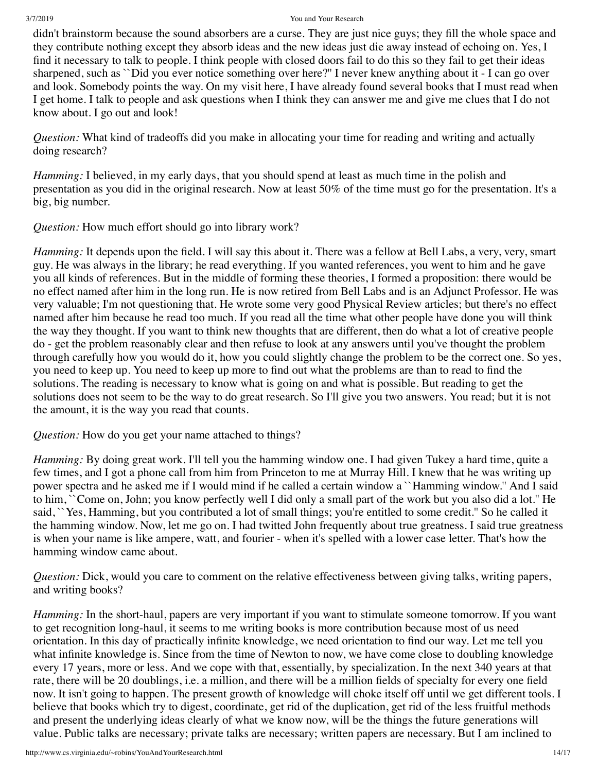didn't brainstorm because the sound absorbers are a curse. They are just nice guys; they fill the whole space and they contribute nothing except they absorb ideas and the new ideas just die away instead of echoing on. Yes, I find it necessary to talk to people. I think people with closed doors fail to do this so they fail to get their ideas sharpened, such as ``Did you ever notice something over here?'' I never knew anything about it - I can go over and look. Somebody points the way. On my visit here, I have already found several books that I must read when I get home. I talk to people and ask questions when I think they can answer me and give me clues that I do not know about. I go out and look!

*Question:* What kind of tradeoffs did you make in allocating your time for reading and writing and actually doing research?

*Hamming:* I believed, in my early days, that you should spend at least as much time in the polish and presentation as you did in the original research. Now at least 50% of the time must go for the presentation. It's a big, big number.

*Question:* How much effort should go into library work?

*Hamming:* It depends upon the field. I will say this about it. There was a fellow at Bell Labs, a very, very, smart guy. He was always in the library; he read everything. If you wanted references, you went to him and he gave you all kinds of references. But in the middle of forming these theories, I formed a proposition: there would be no effect named after him in the long run. He is now retired from Bell Labs and is an Adjunct Professor. He was very valuable; I'm not questioning that. He wrote some very good Physical Review articles; but there's no effect named after him because he read too much. If you read all the time what other people have done you will think the way they thought. If you want to think new thoughts that are different, then do what a lot of creative people do - get the problem reasonably clear and then refuse to look at any answers until you've thought the problem through carefully how you would do it, how you could slightly change the problem to be the correct one. So yes, you need to keep up. You need to keep up more to find out what the problems are than to read to find the solutions. The reading is necessary to know what is going on and what is possible. But reading to get the solutions does not seem to be the way to do great research. So I'll give you two answers. You read; but it is not the amount, it is the way you read that counts.

*Question:* How do you get your name attached to things?

*Hamming:* By doing great work. I'll tell you the hamming window one. I had given Tukey a hard time, quite a few times, and I got a phone call from him from Princeton to me at Murray Hill. I knew that he was writing up power spectra and he asked me if I would mind if he called a certain window a ``Hamming window.'' And I said to him, ``Come on, John; you know perfectly well I did only a small part of the work but you also did a lot.'' He said, ``Yes, Hamming, but you contributed a lot of small things; you're entitled to some credit.'' So he called it the hamming window. Now, let me go on. I had twitted John frequently about true greatness. I said true greatness is when your name is like ampere, watt, and fourier - when it's spelled with a lower case letter. That's how the hamming window came about.

*Question:* Dick, would you care to comment on the relative effectiveness between giving talks, writing papers, and writing books?

*Hamming:* In the short-haul, papers are very important if you want to stimulate someone tomorrow. If you want to get recognition long-haul, it seems to me writing books is more contribution because most of us need orientation. In this day of practically infinite knowledge, we need orientation to find our way. Let me tell you what infinite knowledge is. Since from the time of Newton to now, we have come close to doubling knowledge every 17 years, more or less. And we cope with that, essentially, by specialization. In the next 340 years at that rate, there will be 20 doublings, i.e. a million, and there will be a million fields of specialty for every one field now. It isn't going to happen. The present growth of knowledge will choke itself off until we get different tools. I believe that books which try to digest, coordinate, get rid of the duplication, get rid of the less fruitful methods and present the underlying ideas clearly of what we know now, will be the things the future generations will value. Public talks are necessary; private talks are necessary; written papers are necessary. But I am inclined to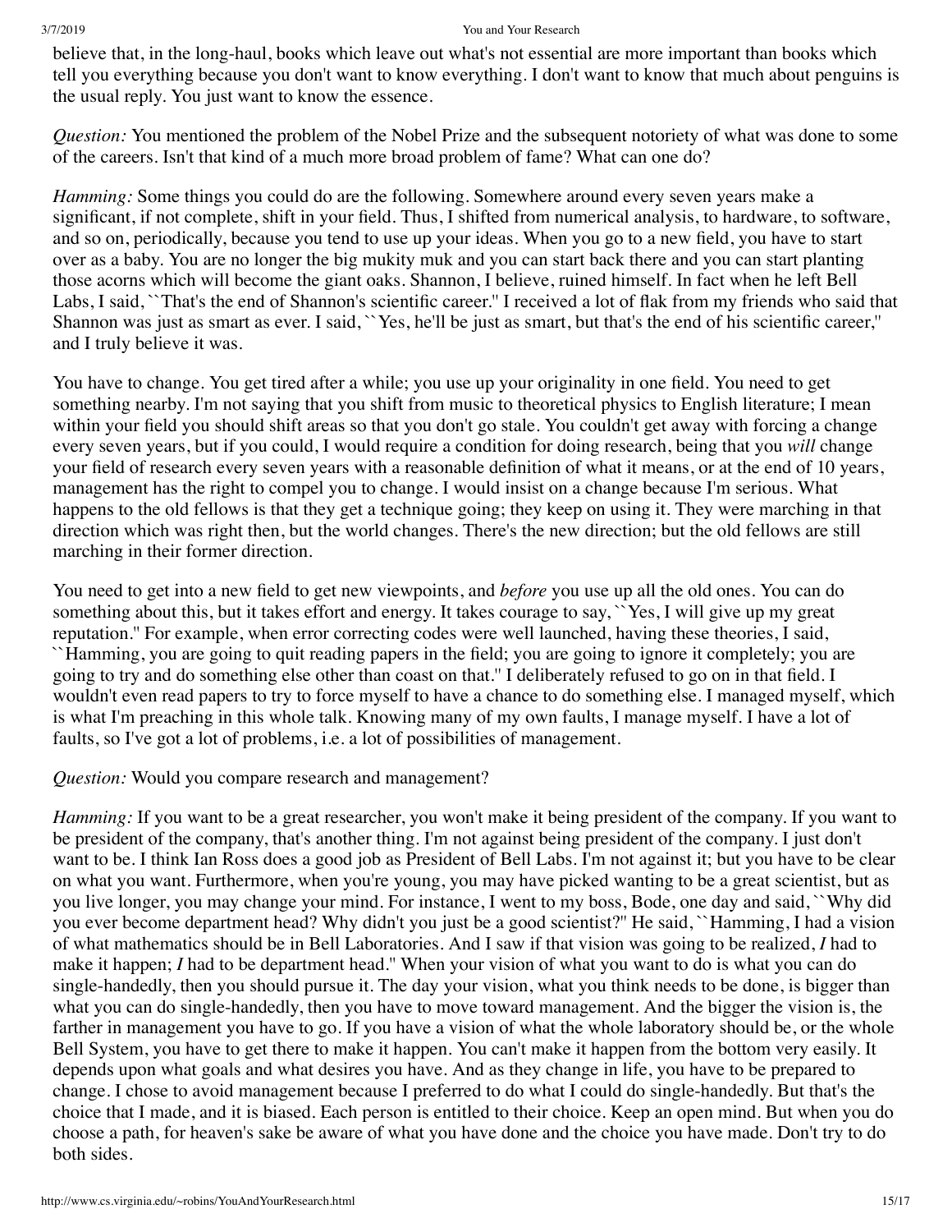believe that, in the long-haul, books which leave out what's not essential are more important than books which tell you everything because you don't want to know everything. I don't want to know that much about penguins is the usual reply. You just want to know the essence.

*Question:* You mentioned the problem of the Nobel Prize and the subsequent notoriety of what was done to some of the careers. Isn't that kind of a much more broad problem of fame? What can one do?

*Hamming:* Some things you could do are the following. Somewhere around every seven years make a significant, if not complete, shift in your field. Thus, I shifted from numerical analysis, to hardware, to software, and so on, periodically, because you tend to use up your ideas. When you go to a new field, you have to start over as a baby. You are no longer the big mukity muk and you can start back there and you can start planting those acorns which will become the giant oaks. Shannon, I believe, ruined himself. In fact when he left Bell Labs, I said, ``That's the end of Shannon's scientific career.'' I received a lot of flak from my friends who said that Shannon was just as smart as ever. I said, ``Yes, he'll be just as smart, but that's the end of his scientific career,'' and I truly believe it was.

You have to change. You get tired after a while; you use up your originality in one field. You need to get something nearby. I'm not saying that you shift from music to theoretical physics to English literature; I mean within your field you should shift areas so that you don't go stale. You couldn't get away with forcing a change every seven years, but if you could, I would require a condition for doing research, being that you *will* change your field of research every seven years with a reasonable definition of what it means, or at the end of 10 years, management has the right to compel you to change. I would insist on a change because I'm serious. What happens to the old fellows is that they get a technique going; they keep on using it. They were marching in that direction which was right then, but the world changes. There's the new direction; but the old fellows are still marching in their former direction.

You need to get into a new field to get new viewpoints, and *before* you use up all the old ones. You can do something about this, but it takes effort and energy. It takes courage to say, ``Yes, I will give up my great reputation.'' For example, when error correcting codes were well launched, having these theories, I said, ``Hamming, you are going to quit reading papers in the field; you are going to ignore it completely; you are going to try and do something else other than coast on that.'' I deliberately refused to go on in that field. I wouldn't even read papers to try to force myself to have a chance to do something else. I managed myself, which is what I'm preaching in this whole talk. Knowing many of my own faults, I manage myself. I have a lot of faults, so I've got a lot of problems, i.e. a lot of possibilities of management.

*Question:* Would you compare research and management?

*Hamming:* If you want to be a great researcher, you won't make it being president of the company. If you want to be president of the company, that's another thing. I'm not against being president of the company. I just don't want to be. I think Ian Ross does a good job as President of Bell Labs. I'm not against it; but you have to be clear on what you want. Furthermore, when you're young, you may have picked wanting to be a great scientist, but as you live longer, you may change your mind. For instance, I went to my boss, Bode, one day and said, ``Why did you ever become department head? Why didn't you just be a good scientist?'' He said, ``Hamming, I had a vision of what mathematics should be in Bell Laboratories. And I saw if that vision was going to be realized, *I* had to make it happen; *I* had to be department head.'' When your vision of what you want to do is what you can do single-handedly, then you should pursue it. The day your vision, what you think needs to be done, is bigger than what you can do single-handedly, then you have to move toward management. And the bigger the vision is, the farther in management you have to go. If you have a vision of what the whole laboratory should be, or the whole Bell System, you have to get there to make it happen. You can't make it happen from the bottom very easily. It depends upon what goals and what desires you have. And as they change in life, you have to be prepared to change. I chose to avoid management because I preferred to do what I could do single-handedly. But that's the choice that I made, and it is biased. Each person is entitled to their choice. Keep an open mind. But when you do choose a path, for heaven's sake be aware of what you have done and the choice you have made. Don't try to do both sides.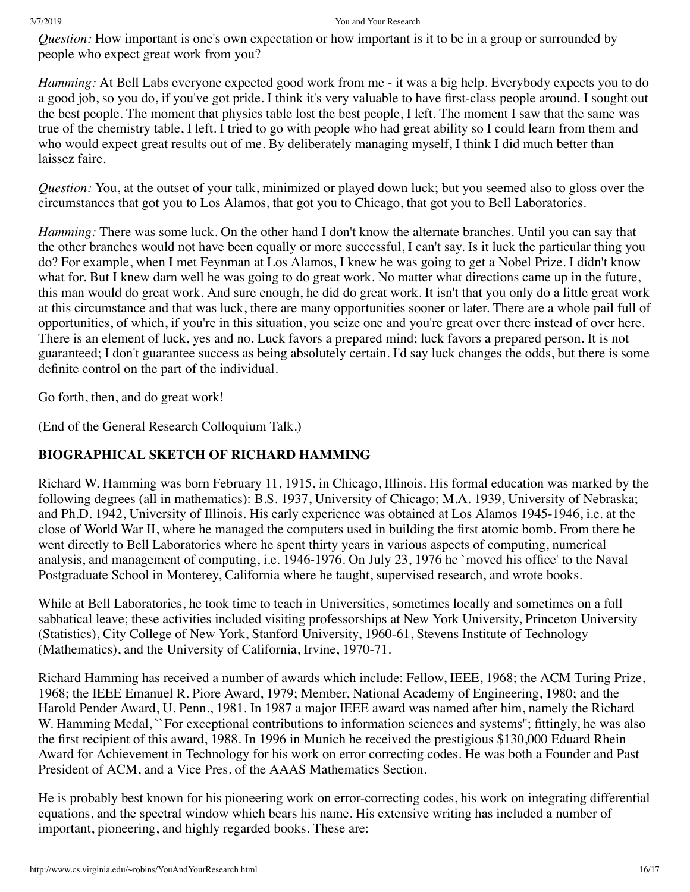*Question:* How important is one's own expectation or how important is it to be in a group or surrounded by people who expect great work from you?

*Hamming:* At Bell Labs everyone expected good work from me - it was a big help. Everybody expects you to do a good job, so you do, if you've got pride. I think it's very valuable to have first-class people around. I sought out the best people. The moment that physics table lost the best people, I left. The moment I saw that the same was true of the chemistry table, I left. I tried to go with people who had great ability so I could learn from them and who would expect great results out of me. By deliberately managing myself, I think I did much better than laissez faire.

*Question:* You, at the outset of your talk, minimized or played down luck; but you seemed also to gloss over the circumstances that got you to Los Alamos, that got you to Chicago, that got you to Bell Laboratories.

*Hamming:* There was some luck. On the other hand I don't know the alternate branches. Until you can say that the other branches would not have been equally or more successful, I can't say. Is it luck the particular thing you do? For example, when I met Feynman at Los Alamos, I knew he was going to get a Nobel Prize. I didn't know what for. But I knew darn well he was going to do great work. No matter what directions came up in the future, this man would do great work. And sure enough, he did do great work. It isn't that you only do a little great work at this circumstance and that was luck, there are many opportunities sooner or later. There are a whole pail full of opportunities, of which, if you're in this situation, you seize one and you're great over there instead of over here. There is an element of luck, yes and no. Luck favors a prepared mind; luck favors a prepared person. It is not guaranteed; I don't guarantee success as being absolutely certain. I'd say luck changes the odds, but there is some definite control on the part of the individual.

Go forth, then, and do great work!

(End of the General Research Colloquium Talk.)

### BIOGRAPHICAL SKETCH OF RICHARD HAMMING

Richard W. Hamming was born February 11, 1915, in Chicago, Illinois. His formal education was marked by the following degrees (all in mathematics): B.S. 1937, University of Chicago; M.A. 1939, University of Nebraska; and Ph.D. 1942, University of Illinois. His early experience was obtained at Los Alamos 1945-1946, i.e. at the close of World War II, where he managed the computers used in building the first atomic bomb. From there he went directly to Bell Laboratories where he spent thirty years in various aspects of computing, numerical analysis, and management of computing, i.e. 1946-1976. On July 23, 1976 he `moved his office' to the Naval Postgraduate School in Monterey, California where he taught, supervised research, and wrote books.

While at Bell Laboratories, he took time to teach in Universities, sometimes locally and sometimes on a full sabbatical leave; these activities included visiting professorships at New York University, Princeton University (Statistics), City College of New York, Stanford University, 1960-61, Stevens Institute of Technology (Mathematics), and the University of California, Irvine, 1970-71.

Richard Hamming has received a number of awards which include: Fellow, IEEE, 1968; the ACM Turing Prize, 1968; the IEEE Emanuel R. Piore Award, 1979; Member, National Academy of Engineering, 1980; and the Harold Pender Award, U. Penn., 1981. In 1987 a major IEEE award was named after him, namely the Richard W. Hamming Medal, ``For exceptional contributions to information sciences and systems''; fittingly, he was also the first recipient of this award, 1988. In 1996 in Munich he received the prestigious $130,000 Eduard Rhein Award for Achievement in Technology for his work on error correcting codes. He was both a Founder and Past President of ACM, and a Vice Pres. of the AAAS Mathematics Section.

He is probably best known for his pioneering work on error-correcting codes, his work on integrating differential equations, and the spectral window which bears his name. His extensive writing has included a number of important, pioneering, and highly regarded books. These are: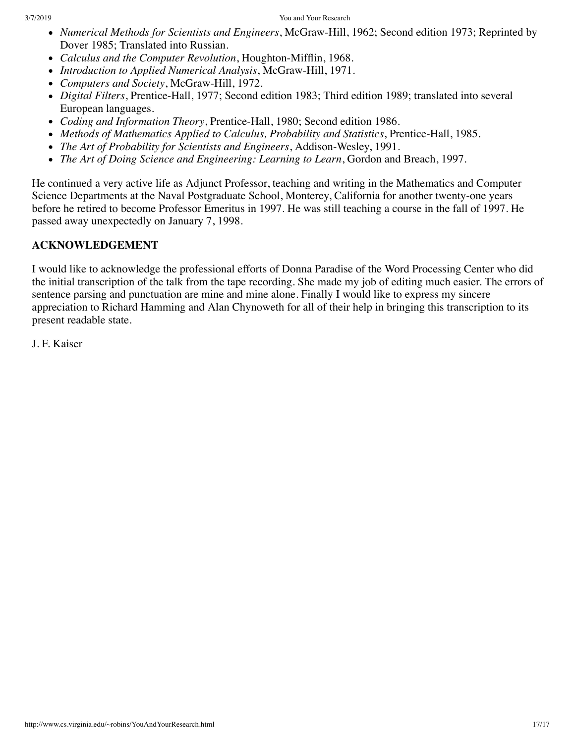- *Numerical Methods for Scientists and Engineers*, McGraw-Hill, 1962; Second edition 1973; Reprinted by Dover 1985; Translated into Russian.
- *Calculus and the Computer Revolution*, Houghton-Mifflin, 1968.
- *Introduction to Applied Numerical Analysis*, McGraw-Hill, 1971.
- *Computers and Society*, McGraw-Hill, 1972.
- *Digital Filters*, Prentice-Hall, 1977; Second edition 1983; Third edition 1989; translated into several European languages.
- *Coding and Information Theory*, Prentice-Hall, 1980; Second edition 1986.
- *Methods of Mathematics Applied to Calculus, Probability and Statistics*, Prentice-Hall, 1985.
- *The Art of Probability for Scientists and Engineers*, Addison-Wesley, 1991.
- *The Art of Doing Science and Engineering: Learning to Learn*, Gordon and Breach, 1997.

He continued a very active life as Adjunct Professor, teaching and writing in the Mathematics and Computer Science Departments at the Naval Postgraduate School, Monterey, California for another twenty-one years before he retired to become Professor Emeritus in 1997. He was still teaching a course in the fall of 1997. He passed away unexpectedly on January 7, 1998.

## ACKNOWLEDGEMENT

I would like to acknowledge the professional efforts of Donna Paradise of the Word Processing Center who did the initial transcription of the talk from the tape recording. She made my job of editing much easier. The errors of sentence parsing and punctuation are mine and mine alone. Finally I would like to express my sincere appreciation to Richard Hamming and Alan Chynoweth for all of their help in bringing this transcription to its present readable state.

J. F. Kaiser